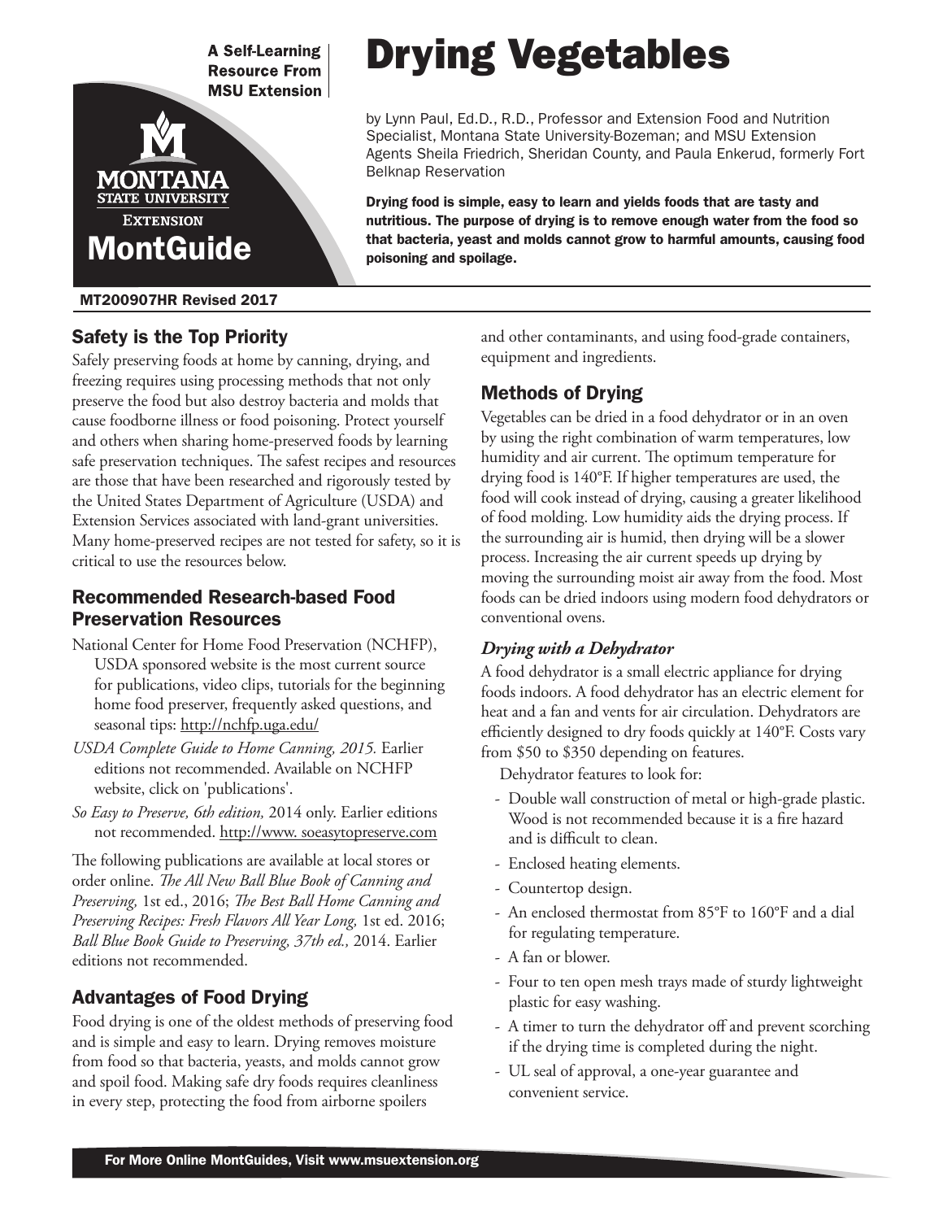A Self-Learning Resource From MSU Extension

MONTANA STATE UNIVERSITY EXTENSION

MontGuide

# Drying Vegetables

by Lynn Paul, Ed.D., R.D., Professor and Extension Food and Nutrition Specialist, Montana State University-Bozeman; and MSU Extension Agents Sheila Friedrich, Sheridan County, and Paula Enkerud, formerly Fort Belknap Reservation

**Drying food is simple, easy to learn and yields foods that are tasty and nutritious. The purpose of drying is to remove enough water from the food so that bacteria, yeast and molds cannot grow to harmful amounts, causing food poisoning and spoilage.**

**MT200907HR Revised 2017**

## Safety is the Top Priority

Safely preserving foods at home by canning, drying, and freezing requires using processing methods that not only preserve the food but also destroy bacteria and molds that cause foodborne illness or food poisoning. Protect yourself and others when sharing home-preserved foods by learning safe preservation techniques. The safest recipes and resources are those that have been researched and rigorously tested by the United States Department of Agriculture (USDA) and Extension Services associated with land-grant universities. Many home-preserved recipes are not tested for safety, so it is critical to use the resources below.

### Recommended Research-based Food Preservation Resources

National Center for Home Food Preservation (NCHFP), USDA sponsored website is the most current source for publications, video clips, tutorials for the beginning home food preserver, frequently asked questions, and seasonal tips: http://nchfp.uga.edu/

*USDA Complete Guide to Home Canning, 2015.* Earlier editions not recommended. Available on NCHFP website, click on 'publications'.

*So Easy to Preserve, 6th edition,* 2014 only. Earlier editions not recommended. http://www. soeasytopreserve.com

The following publications are available at local stores or order online. *The All New Ball Blue Book of Canning and Preserving,* 1st ed., 2016; *The Best Ball Home Canning and Preserving Recipes: Fresh Flavors All Year Long,* 1st ed. 2016; *Ball Blue Book Guide to Preserving, 37th ed.,* 2014. Earlier editions not recommended.

## Advantages of Food Drying

Food drying is one of the oldest methods of preserving food and is simple and easy to learn. Drying removes moisture from food so that bacteria, yeasts, and molds cannot grow and spoil food. Making safe dry foods requires cleanliness in every step, protecting the food from airborne spoilers and other contaminants, and using food-grade containers, equipment and ingredients.

## Methods of Drying

Vegetables can be dried in a food dehydrator or in an oven by using the right combination of warm temperatures, low humidity and air current. The optimum temperature for drying food is 140°F. If higher temperatures are used, the food will cook instead of drying, causing a greater likelihood of food molding. Low humidity aids the drying process. If the surrounding air is humid, then drying will be a slower process. Increasing the air current speeds up drying by moving the surrounding moist air away from the food. Most foods can be dried indoors using modern food dehydrators or conventional ovens.

### *Drying with a Dehydrator*

A food dehydrator is a small electric appliance for drying foods indoors. A food dehydrator has an electric element for heat and a fan and vents for air circulation. Dehydrators are efficiently designed to dry foods quickly at 140°F. Costs vary from $50 to $350 depending on features.

Dehydrator features to look for:

- Double wall construction of metal or high-grade plastic. Wood is not recommended because it is a fire hazard and is difficult to clean.
- Enclosed heating elements.
- Countertop design.
- An enclosed thermostat from 85°F to 160°F and a dial for regulating temperature.
- A fan or blower.
- Four to ten open mesh trays made of sturdy lightweight plastic for easy washing.
- A timer to turn the dehydrator off and prevent scorching if the drying time is completed during the night.
- UL seal of approval, a one-year guarantee and convenient service.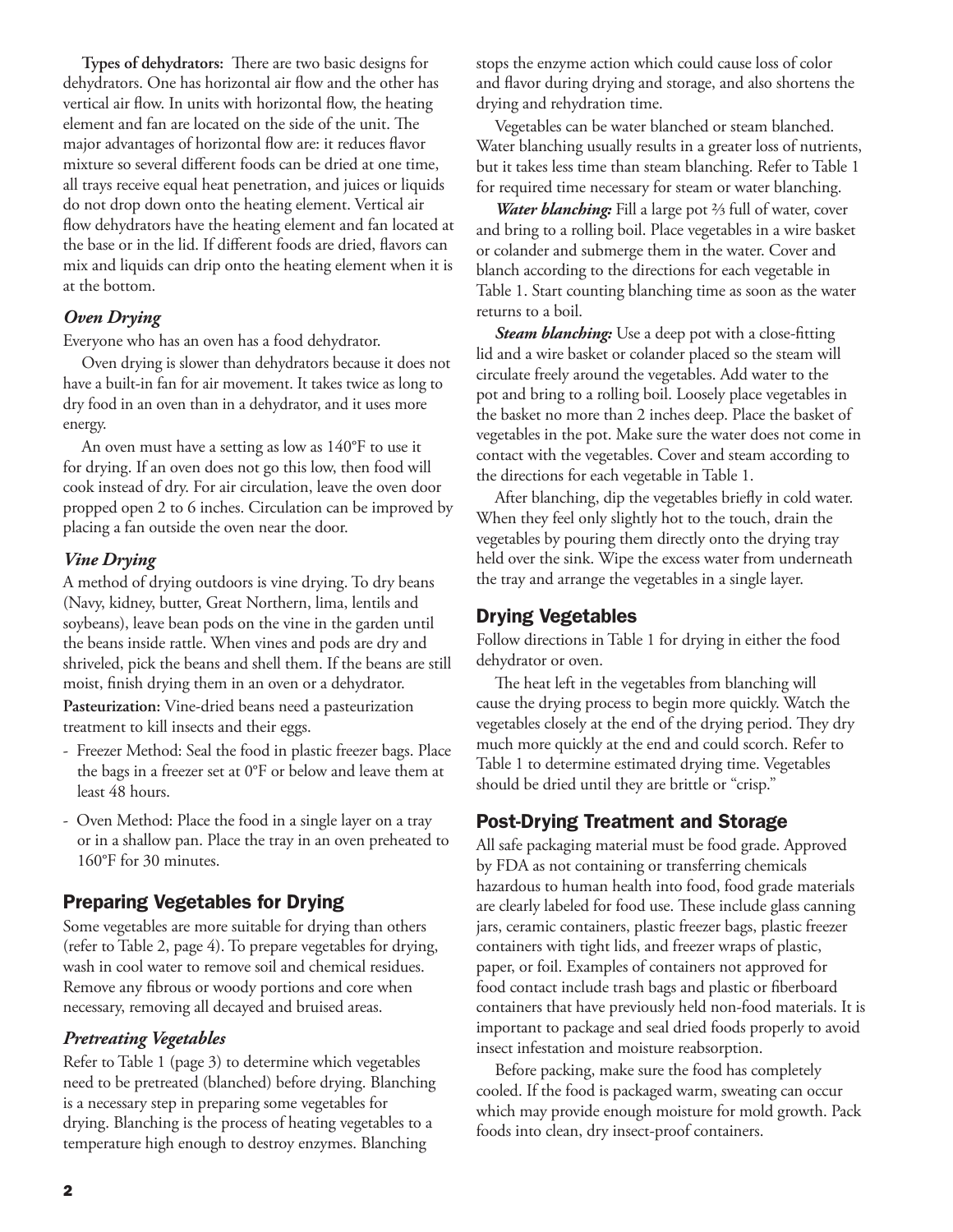**Types of dehydrators:** There are two basic designs for dehydrators. One has horizontal air flow and the other has vertical air flow. In units with horizontal flow, the heating element and fan are located on the side of the unit. The major advantages of horizontal flow are: it reduces flavor mixture so several different foods can be dried at one time, all trays receive equal heat penetration, and juices or liquids do not drop down onto the heating element. Vertical air flow dehydrators have the heating element and fan located at the base or in the lid. If different foods are dried, flavors can mix and liquids can drip onto the heating element when it is at the bottom.

### *Oven Drying*

Everyone who has an oven has a food dehydrator.

Oven drying is slower than dehydrators because it does not have a built-in fan for air movement. It takes twice as long to dry food in an oven than in a dehydrator, and it uses more energy.

An oven must have a setting as low as 140°F to use it for drying. If an oven does not go this low, then food will cook instead of dry. For air circulation, leave the oven door propped open 2 to 6 inches. Circulation can be improved by placing a fan outside the oven near the door.

### *Vine Drying*

A method of drying outdoors is vine drying. To dry beans (Navy, kidney, butter, Great Northern, lima, lentils and soybeans), leave bean pods on the vine in the garden until the beans inside rattle. When vines and pods are dry and shriveled, pick the beans and shell them. If the beans are still moist, finish drying them in an oven or a dehydrator.

**Pasteurization:** Vine-dried beans need a pasteurization treatment to kill insects and their eggs.

- Freezer Method: Seal the food in plastic freezer bags. Place the bags in a freezer set at 0°F or below and leave them at least 48 hours.
- Oven Method: Place the food in a single layer on a tray or in a shallow pan. Place the tray in an oven preheated to 160°F for 30 minutes.

## Preparing Vegetables for Drying

Some vegetables are more suitable for drying than others (refer to Table 2, page 4). To prepare vegetables for drying, wash in cool water to remove soil and chemical residues. Remove any fibrous or woody portions and core when necessary, removing all decayed and bruised areas.

### *Pretreating Vegetables*

Refer to Table 1 (page 3) to determine which vegetables need to be pretreated (blanched) before drying. Blanching is a necessary step in preparing some vegetables for drying. Blanching is the process of heating vegetables to a temperature high enough to destroy enzymes. Blanching stops the enzyme action which could cause loss of color and flavor during drying and storage, and also shortens the drying and rehydration time.

Vegetables can be water blanched or steam blanched. Water blanching usually results in a greater loss of nutrients, but it takes less time than steam blanching. Refer to Table 1 for required time necessary for steam or water blanching.

***Water blanching:*** Fill a large pot ⅔ full of water, cover and bring to a rolling boil. Place vegetables in a wire basket or colander and submerge them in the water. Cover and blanch according to the directions for each vegetable in Table 1. Start counting blanching time as soon as the water returns to a boil.

***Steam blanching:*** Use a deep pot with a close-fitting lid and a wire basket or colander placed so the steam will circulate freely around the vegetables. Add water to the pot and bring to a rolling boil. Loosely place vegetables in the basket no more than 2 inches deep. Place the basket of vegetables in the pot. Make sure the water does not come in contact with the vegetables. Cover and steam according to the directions for each vegetable in Table 1.

After blanching, dip the vegetables briefly in cold water. When they feel only slightly hot to the touch, drain the vegetables by pouring them directly onto the drying tray held over the sink. Wipe the excess water from underneath the tray and arrange the vegetables in a single layer.

## Drying Vegetables

Follow directions in Table 1 for drying in either the food dehydrator or oven.

The heat left in the vegetables from blanching will cause the drying process to begin more quickly. Watch the vegetables closely at the end of the drying period. They dry much more quickly at the end and could scorch. Refer to Table 1 to determine estimated drying time. Vegetables should be dried until they are brittle or "crisp."

## Post-Drying Treatment and Storage

All safe packaging material must be food grade. Approved by FDA as not containing or transferring chemicals hazardous to human health into food, food grade materials are clearly labeled for food use. These include glass canning jars, ceramic containers, plastic freezer bags, plastic freezer containers with tight lids, and freezer wraps of plastic, paper, or foil. Examples of containers not approved for food contact include trash bags and plastic or fiberboard containers that have previously held non-food materials. It is important to package and seal dried foods properly to avoid insect infestation and moisture reabsorption.

Before packing, make sure the food has completely cooled. If the food is packaged warm, sweating can occur which may provide enough moisture for mold growth. Pack foods into clean, dry insect-proof containers.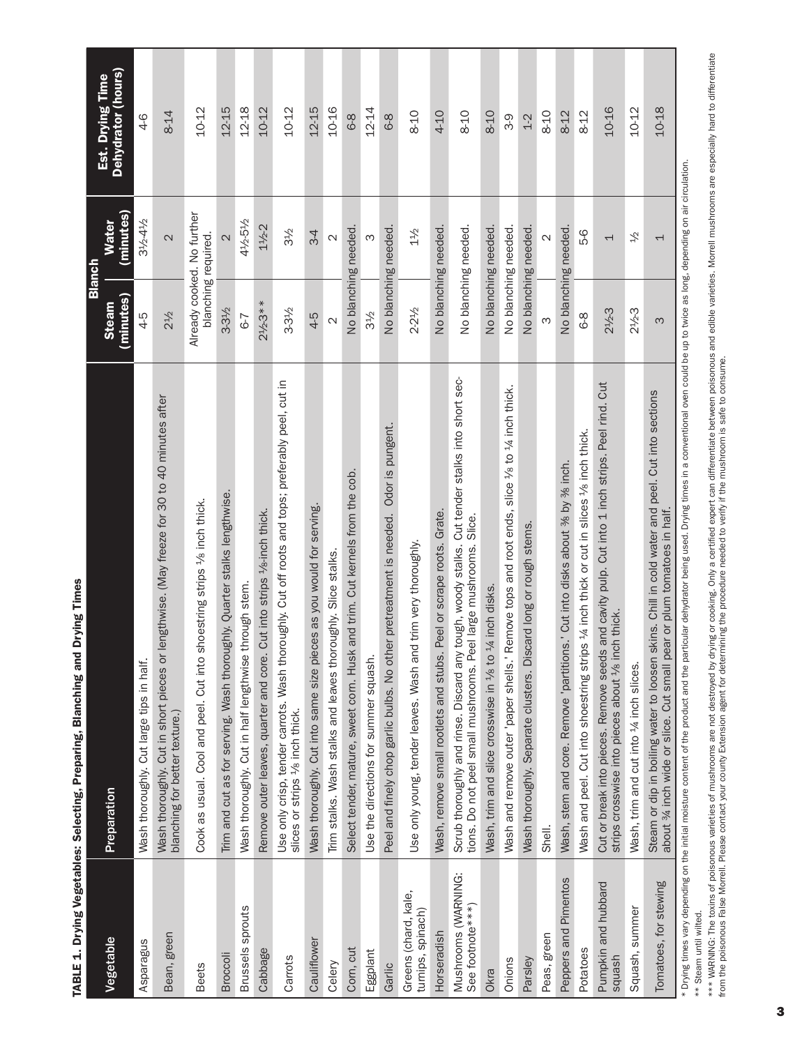**TABLE 1. Drying Vegetables: Selecting, Preparing, Blanching and Drying Times**

| Vegetable | Preparation | Blanch | | Est. Drying Time Dehydrator (hours) |
|---|---|---|---|---|
| | | Steam (minutes) | Water (minutes) | |
| Asparagus | Wash thoroughly. Cut large tips in half. | 4-5 | 3½-4½ | 4-6 |
| Bean, green | Wash thoroughly. Cut in short pieces or lengthwise. (May freeze for 30 to 40 minutes after blanching for better texture.) | 2½ | 2 | 8-14 |
| Beets | Cook as usual. Cool and peel. Cut into shoestring strips ⅛ inch thick. | Already cooked. No further blanching required. | | 10-12 |
| Broccoli | Trim and cut as for serving. Wash thoroughly. Quarter stalks lengthwise. | 3-3½ | 2 | 12-15 |
| Brussels sprouts | Wash thoroughly. Cut in half lengthwise through stem. | 6-7 | 4½-5½ | 12-18 |
| Cabbage | Remove outer leaves, quarter and core. Cut into strips ⅛-inch thick. | 2½-3** | 1½-2 | 10-12 |
| Carrots | Use only crisp, tender carrots. Wash thoroughly. Cut off roots and tops; preferably peel, cut in slices or strips ⅛ inch thick. | 3-3½ | 3½ | 10-12 |
| Cauliflower | Wash thoroughly. Cut into same size pieces as you would for serving. | 4-5 | 3-4 | 12-15 |
| Celery | Trim stalks. Wash stalks and leaves thoroughly. Slice stalks. | 2 | 2 | 10-16 |
| Corn, cut | Select tender, mature, sweet corn. Husk and trim. Cut kernels from the cob. | No blanching needed. | | 6-8 |
| Eggplant | Use the directions for summer squash. | 3½ | 3 | 12-14 |
| Garlic | Peel and finely chop garlic bulbs. No other pretreatment is needed. Odor is pungent. | No blanching needed. | | 6-8 |
| Greens (chard, kale, turnips, spinach) | Use only young, tender leaves. Wash and trim very thoroughly. | 2-2½ | 1½ | 8-10 |
| Horseradish | Wash, remove small rootlets and stubs. Peel or scrape roots. Grate. | No blanching needed. | | 4-10 |
| Mushrooms (WARNING: See footnote***) | Scrub thoroughly and rinse. Discard any tough, woody stalks. Cut tender stalks into short sections. Do not peel small mushrooms. Peel large mushrooms. Slice. | No blanching needed. | | 8-10 |
| Okra | Wash, trim and slice crosswise in ⅛ to ¼ inch disks. | No blanching needed. | | 8-10 |
| Onions | Wash and remove outer 'paper shells.' Remove tops and root ends, slice ⅛ to ¼ inch thick. | No blanching needed. | | 3-9 |
| Parsley | Wash thoroughly. Separate clusters. Discard long or rough stems. | No blanching needed. | | 1-2 |
| Peas, green | Shell. | 3 | 2 | 8-10 |
| Peppers and Pimentos | Wash, stem and core. Remove 'partitions.' Cut into disks about ⅜ by ⅜ inch. | No blanching needed. | | 8-12 |
| Potatoes | Wash and peel. Cut into shoestring strips ¼ inch thick or cut in slices ⅛ inch thick. | 6-8 | 5-6 | 8-12 |
| Pumpkin and hubbard squash | Cut or break into pieces. Remove seeds and cavity pulp. Cut into 1 inch strips. Peel rind. Cut strips crosswise into pieces about ⅛ inch thick. | 2½-3 | 1 | 10-16 |
| Squash, summer | Wash, trim and cut into ¼ inch slices. | 2½-3 | ½ | 10-12 |
| Tomatoes, for stewing | Steam or dip in boiling water to loosen skins. Chill in cold water and peel. Cut into sections about ¾ inch wide or slice. Cut small pear or plum tomatoes in half. | 3 | 1 | 10-18 |

\* Drying times vary depending on the initial moisture content of the product and the particular dehydrator being used. Drying times in a conventional oven could be up to twice as long, depending on air circulation.

\*\* Steam until wilted.

\*\*\* WARNING: The toxins of poisonous varieties of mushrooms are not destroyed by drying or cooking. Only a certified expert can differentiate between poisonous and edible varieties. Morell mushrooms are especially hard to differentiate from the poisonous False Morell. Please contact your county Extension agent for determining the procedure needed to verify if the mushroom is safe to consume.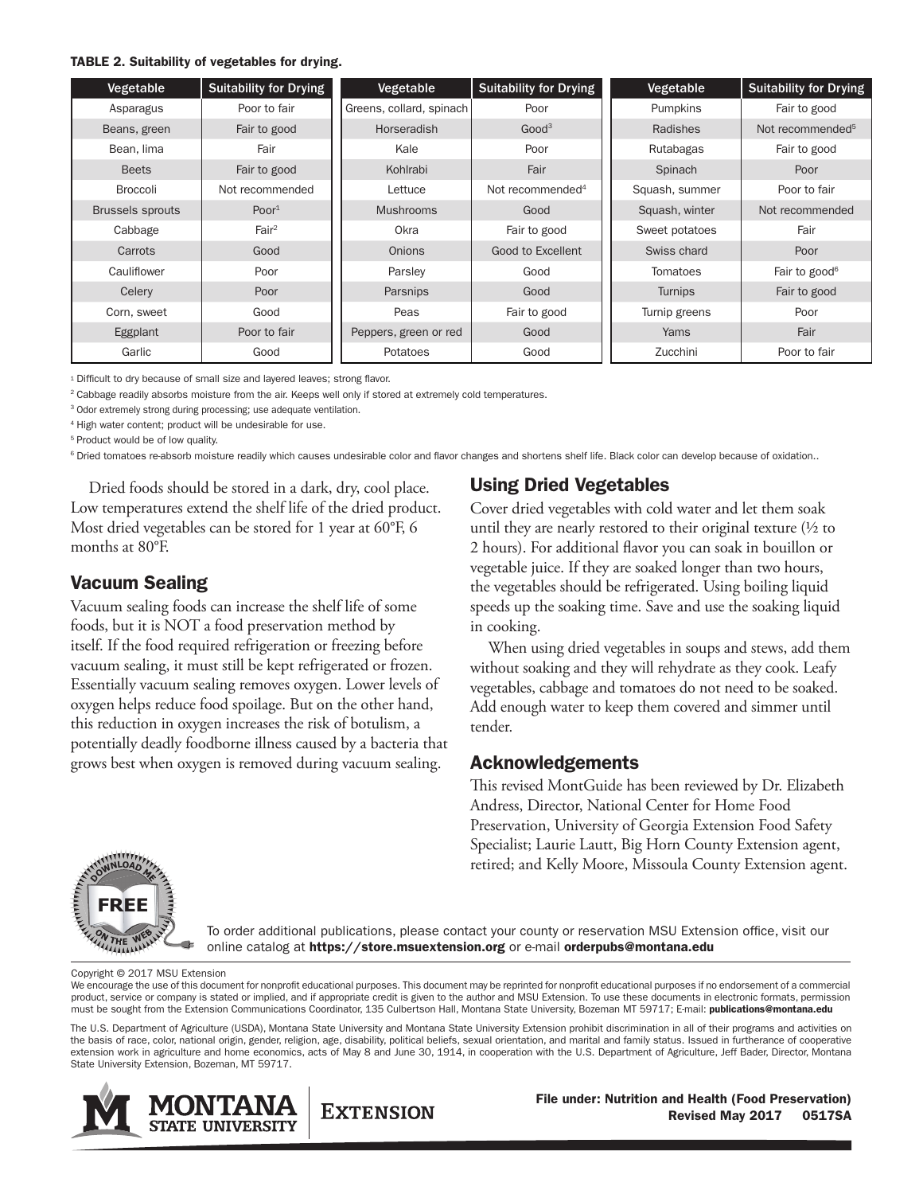**TABLE 2. Suitability of vegetables for drying.**

| Vegetable | Suitability for Drying | Vegetable | Suitability for Drying | Vegetable | Suitability for Drying |
|---|---|---|---|---|---|
| Asparagus | Poor to fair | Greens, collard, spinach | Poor | Pumpkins | Fair to good |
| Beans, green | Fair to good | Horseradish | Good[3] | Radishes | Not recommended[5] |
| Bean, lima | Fair | Kale | Poor | Rutabagas | Fair to good |
| Beets | Fair to good | Kohlrabi | Fair | Spinach | Poor |
| Broccoli | Not recommended | Lettuce | Not recommended[4] | Squash, summer | Poor to fair |
| Brussels sprouts | Poor[1] | Mushrooms | Good | Squash, winter | Not recommended |
| Cabbage | Fair[2] | Okra | Fair to good | Sweet potatoes | Fair |
| Carrots | Good | Onions | Good to Excellent | Swiss chard | Poor |
| Cauliflower | Poor | Parsley | Good | Tomatoes | Fair to good[6] |
| Celery | Poor | Parsnips | Good | Turnips | Fair to good |
| Corn, sweet | Good | Peas | Fair to good | Turnip greens | Poor |
| Eggplant | Poor to fair | Peppers, green or red | Good | Yams | Fair |
| Garlic | Good | Potatoes | Good | Zucchini | Poor to fair |

[1] Difficult to dry because of small size and layered leaves; strong flavor.

[2] Cabbage readily absorbs moisture from the air. Keeps well only if stored at extremely cold temperatures.

[3] Odor extremely strong during processing; use adequate ventilation.

[4] High water content; product will be undesirable for use.

[5] Product would be of low quality.

[6] Dried tomatoes re-absorb moisture readily which causes undesirable color and flavor changes and shortens shelf life. Black color can develop because of oxidation..

Dried foods should be stored in a dark, dry, cool place. Low temperatures extend the shelf life of the dried product. Most dried vegetables can be stored for 1 year at 60°F, 6 months at 80°F.

## Vacuum Sealing

Vacuum sealing foods can increase the shelf life of some foods, but it is NOT a food preservation method by itself. If the food required refrigeration or freezing before vacuum sealing, it must still be kept refrigerated or frozen. Essentially vacuum sealing removes oxygen. Lower levels of oxygen helps reduce food spoilage. But on the other hand, this reduction in oxygen increases the risk of botulism, a potentially deadly foodborne illness caused by a bacteria that grows best when oxygen is removed during vacuum sealing.

## Using Dried Vegetables

Cover dried vegetables with cold water and let them soak until they are nearly restored to their original texture (½ to 2 hours). For additional flavor you can soak in bouillon or vegetable juice. If they are soaked longer than two hours, the vegetables should be refrigerated. Using boiling liquid speeds up the soaking time. Save and use the soaking liquid in cooking.

When using dried vegetables in soups and stews, add them without soaking and they will rehydrate as they cook. Leafy vegetables, cabbage and tomatoes do not need to be soaked. Add enough water to keep them covered and simmer until tender.

## Acknowledgements

This revised MontGuide has been reviewed by Dr. Elizabeth Andress, Director, National Center for Home Food Preservation, University of Georgia Extension Food Safety Specialist; Laurie Lautt, Big Horn County Extension agent, retired; and Kelly Moore, Missoula County Extension agent.

To order additional publications, please contact your county or reservation MSU Extension office, visit our online catalog at **https://store.msuextension.org** or e-mail **orderpubs@montana.edu**

Copyright © 2017 MSU Extension

We encourage the use of this document for nonprofit educational purposes. This document may be reprinted for nonprofit educational purposes if no endorsement of a commercial product, service or company is stated or implied, and if appropriate credit is given to the author and MSU Extension. To use these documents in electronic formats, permission must be sought from the Extension Communications Coordinator, 135 Culbertson Hall, Montana State University, Bozeman MT 59717; E-mail: **publications@montana.edu**

The U.S. Department of Agriculture (USDA), Montana State University and Montana State University Extension prohibit discrimination in all of their programs and activities on the basis of race, color, national origin, gender, religion, age, disability, political beliefs, sexual orientation, and marital and family status. Issued in furtherance of cooperative extension work in agriculture and home economics, acts of May 8 and June 30, 1914, in cooperation with the U.S. Department of Agriculture, Jeff Bader, Director, Montana State University Extension, Bozeman, MT 59717.

MONTANA STATE UNIVERSITY EXTENSION

**File under: Nutrition and Health (Food Preservation)**
**Revised May 2017 0517SA**